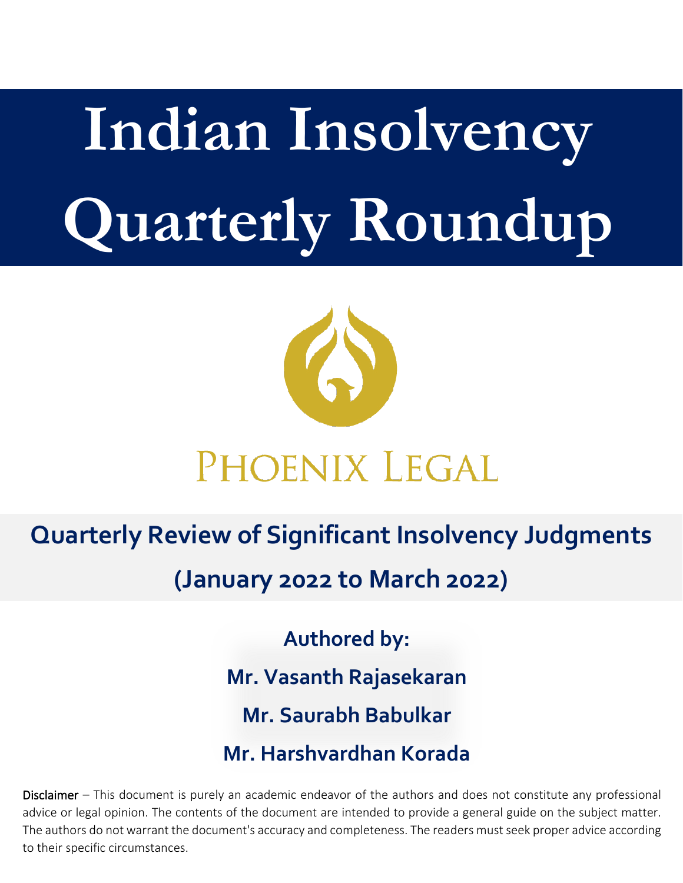# Indian Insolvency Quarterly Roundup

PHOENIX LEGAL

## Quarterly Review of Significant Insolvency Judgments

## (January 2022 to March 2022)

**Authored by:**

**Mr. Vasanth Rajasekaran**

**Mr. Saurabh Babulkar**

**Mr. Harshvardhan Korada**

Disclaimer – This document is purely an academic endeavor of the authors and does not constitute any professional advice or legal opinion. The contents of the document are intended to provide a general guide on the subject matter. The authors do not warrant the document's accuracy and completeness. The readers must seek proper advice according to their specific circumstances.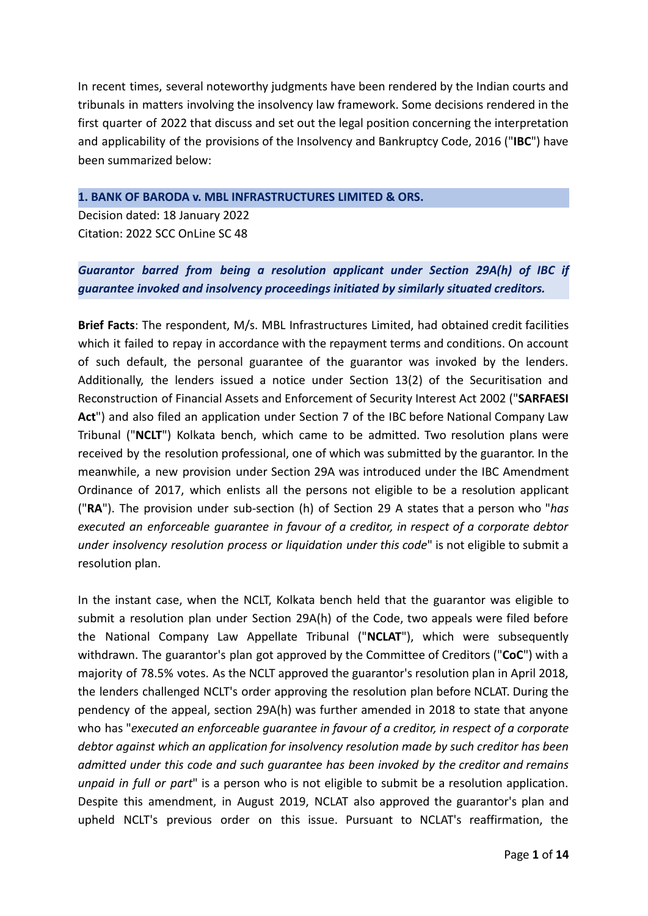In recent times, several noteworthy judgments have been rendered by the Indian courts and tribunals in matters involving the insolvency law framework. Some decisions rendered in the first quarter of 2022 that discuss and set out the legal position concerning the interpretation and applicability of the provisions of the Insolvency and Bankruptcy Code, 2016 ("**IBC**") have been summarized below:

## 1. BANK OF BARODA v. MBL INFRASTRUCTURES LIMITED & ORS.

Decision dated: 18 January 2022
Citation: 2022 SCC OnLine SC 48

### *Guarantor barred from being a resolution applicant under Section 29A(h) of IBC if guarantee invoked and insolvency proceedings initiated by similarly situated creditors.*

**Brief Facts**: The respondent, M/s. MBL Infrastructures Limited, had obtained credit facilities which it failed to repay in accordance with the repayment terms and conditions. On account of such default, the personal guarantee of the guarantor was invoked by the lenders. Additionally, the lenders issued a notice under Section 13(2) of the Securitisation and Reconstruction of Financial Assets and Enforcement of Security Interest Act 2002 ("**SARFAESI Act**") and also filed an application under Section 7 of the IBC before National Company Law Tribunal ("**NCLT**") Kolkata bench, which came to be admitted. Two resolution plans were received by the resolution professional, one of which was submitted by the guarantor. In the meanwhile, a new provision under Section 29A was introduced under the IBC Amendment Ordinance of 2017, which enlists all the persons not eligible to be a resolution applicant ("**RA**"). The provision under sub-section (h) of Section 29 A states that a person who "*has executed an enforceable guarantee in favour of a creditor, in respect of a corporate debtor under insolvency resolution process or liquidation under this code*" is not eligible to submit a resolution plan.

In the instant case, when the NCLT, Kolkata bench held that the guarantor was eligible to submit a resolution plan under Section 29A(h) of the Code, two appeals were filed before the National Company Law Appellate Tribunal ("**NCLAT**"), which were subsequently withdrawn. The guarantor's plan got approved by the Committee of Creditors ("**CoC**") with a majority of 78.5% votes. As the NCLT approved the guarantor's resolution plan in April 2018, the lenders challenged NCLT's order approving the resolution plan before NCLAT. During the pendency of the appeal, section 29A(h) was further amended in 2018 to state that anyone who has "*executed an enforceable guarantee in favour of a creditor, in respect of a corporate debtor against which an application for insolvency resolution made by such creditor has been admitted under this code and such guarantee has been invoked by the creditor and remains unpaid in full or part*" is a person who is not eligible to submit be a resolution application. Despite this amendment, in August 2019, NCLAT also approved the guarantor's plan and upheld NCLT's previous order on this issue. Pursuant to NCLAT's reaffirmation, the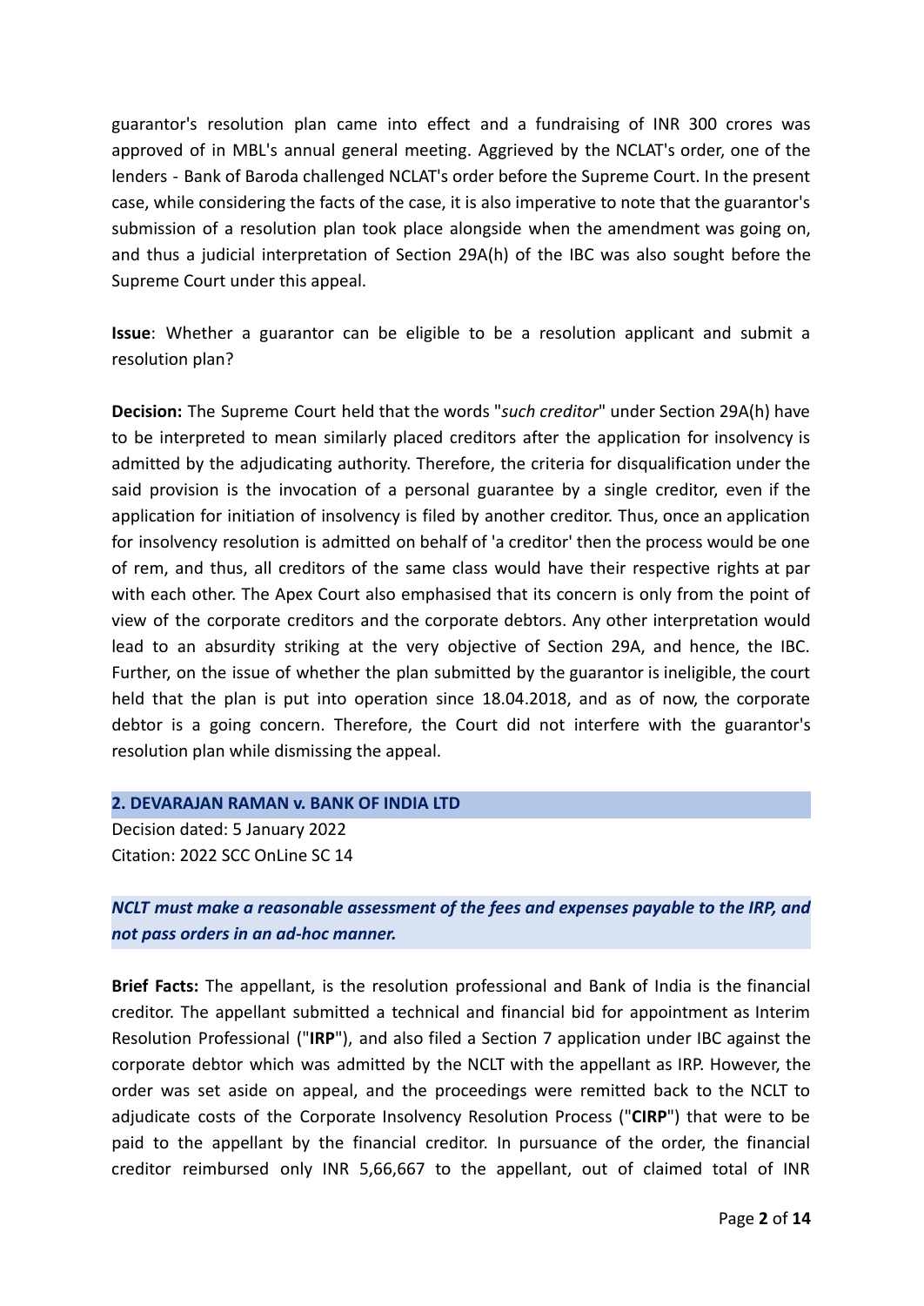guarantor's resolution plan came into effect and a fundraising of INR 300 crores was approved of in MBL's annual general meeting. Aggrieved by the NCLAT's order, one of the lenders - Bank of Baroda challenged NCLAT's order before the Supreme Court. In the present case, while considering the facts of the case, it is also imperative to note that the guarantor's submission of a resolution plan took place alongside when the amendment was going on, and thus a judicial interpretation of Section 29A(h) of the IBC was also sought before the Supreme Court under this appeal.

**Issue**: Whether a guarantor can be eligible to be a resolution applicant and submit a resolution plan?

**Decision:** The Supreme Court held that the words "*such creditor*" under Section 29A(h) have to be interpreted to mean similarly placed creditors after the application for insolvency is admitted by the adjudicating authority. Therefore, the criteria for disqualification under the said provision is the invocation of a personal guarantee by a single creditor, even if the application for initiation of insolvency is filed by another creditor. Thus, once an application for insolvency resolution is admitted on behalf of 'a creditor' then the process would be one of rem, and thus, all creditors of the same class would have their respective rights at par with each other. The Apex Court also emphasised that its concern is only from the point of view of the corporate creditors and the corporate debtors. Any other interpretation would lead to an absurdity striking at the very objective of Section 29A, and hence, the IBC. Further, on the issue of whether the plan submitted by the guarantor is ineligible, the court held that the plan is put into operation since 18.04.2018, and as of now, the corporate debtor is a going concern. Therefore, the Court did not interfere with the guarantor's resolution plan while dismissing the appeal.

## 2. DEVARAJAN RAMAN v. BANK OF INDIA LTD

Decision dated: 5 January 2022
Citation: 2022 SCC OnLine SC 14

***NCLT must make a reasonable assessment of the fees and expenses payable to the IRP, and not pass orders in an ad-hoc manner.***

**Brief Facts:** The appellant, is the resolution professional and Bank of India is the financial creditor. The appellant submitted a technical and financial bid for appointment as Interim Resolution Professional ("**IRP**"), and also filed a Section 7 application under IBC against the corporate debtor which was admitted by the NCLT with the appellant as IRP. However, the order was set aside on appeal, and the proceedings were remitted back to the NCLT to adjudicate costs of the Corporate Insolvency Resolution Process ("**CIRP**") that were to be paid to the appellant by the financial creditor. In pursuance of the order, the financial creditor reimbursed only INR 5,66,667 to the appellant, out of claimed total of INR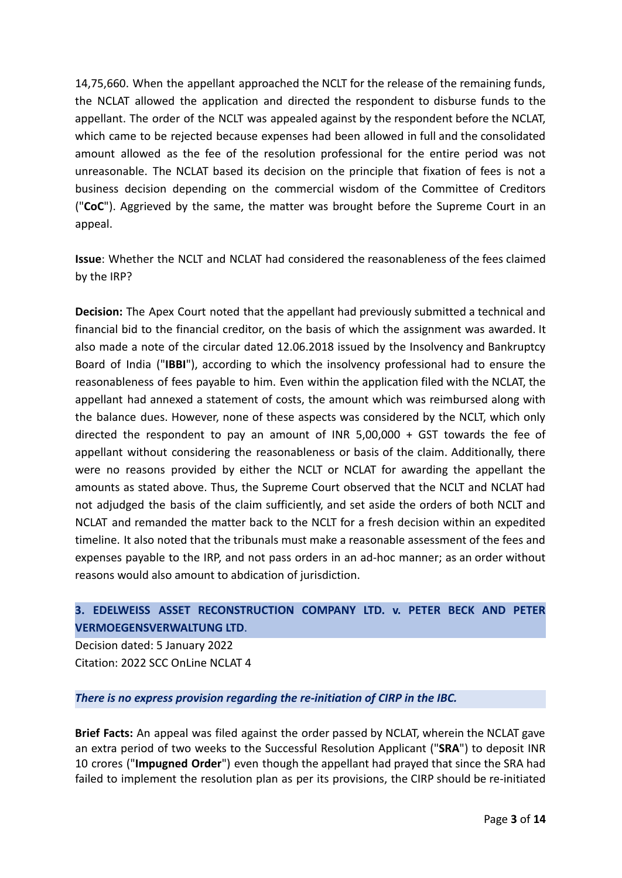14,75,660. When the appellant approached the NCLT for the release of the remaining funds, the NCLAT allowed the application and directed the respondent to disburse funds to the appellant. The order of the NCLT was appealed against by the respondent before the NCLAT, which came to be rejected because expenses had been allowed in full and the consolidated amount allowed as the fee of the resolution professional for the entire period was not unreasonable. The NCLAT based its decision on the principle that fixation of fees is not a business decision depending on the commercial wisdom of the Committee of Creditors ("**CoC**"). Aggrieved by the same, the matter was brought before the Supreme Court in an appeal.

**Issue**: Whether the NCLT and NCLAT had considered the reasonableness of the fees claimed by the IRP?

**Decision:** The Apex Court noted that the appellant had previously submitted a technical and financial bid to the financial creditor, on the basis of which the assignment was awarded. It also made a note of the circular dated 12.06.2018 issued by the Insolvency and Bankruptcy Board of India ("**IBBI**"), according to which the insolvency professional had to ensure the reasonableness of fees payable to him. Even within the application filed with the NCLAT, the appellant had annexed a statement of costs, the amount which was reimbursed along with the balance dues. However, none of these aspects was considered by the NCLT, which only directed the respondent to pay an amount of INR 5,00,000 + GST towards the fee of appellant without considering the reasonableness or basis of the claim. Additionally, there were no reasons provided by either the NCLT or NCLAT for awarding the appellant the amounts as stated above. Thus, the Supreme Court observed that the NCLT and NCLAT had not adjudged the basis of the claim sufficiently, and set aside the orders of both NCLT and NCLAT and remanded the matter back to the NCLT for a fresh decision within an expedited timeline. It also noted that the tribunals must make a reasonable assessment of the fees and expenses payable to the IRP, and not pass orders in an ad-hoc manner; as an order without reasons would also amount to abdication of jurisdiction.

## 3. EDELWEISS ASSET RECONSTRUCTION COMPANY LTD. v. PETER BECK AND PETER VERMOEGENSVERWALTUNG LTD.

Decision dated: 5 January 2022
Citation: 2022 SCC OnLine NCLAT 4

***There is no express provision regarding the re-initiation of CIRP in the IBC.***

**Brief Facts:** An appeal was filed against the order passed by NCLAT, wherein the NCLAT gave an extra period of two weeks to the Successful Resolution Applicant ("**SRA**") to deposit INR 10 crores ("**Impugned Order**") even though the appellant had prayed that since the SRA had failed to implement the resolution plan as per its provisions, the CIRP should be re-initiated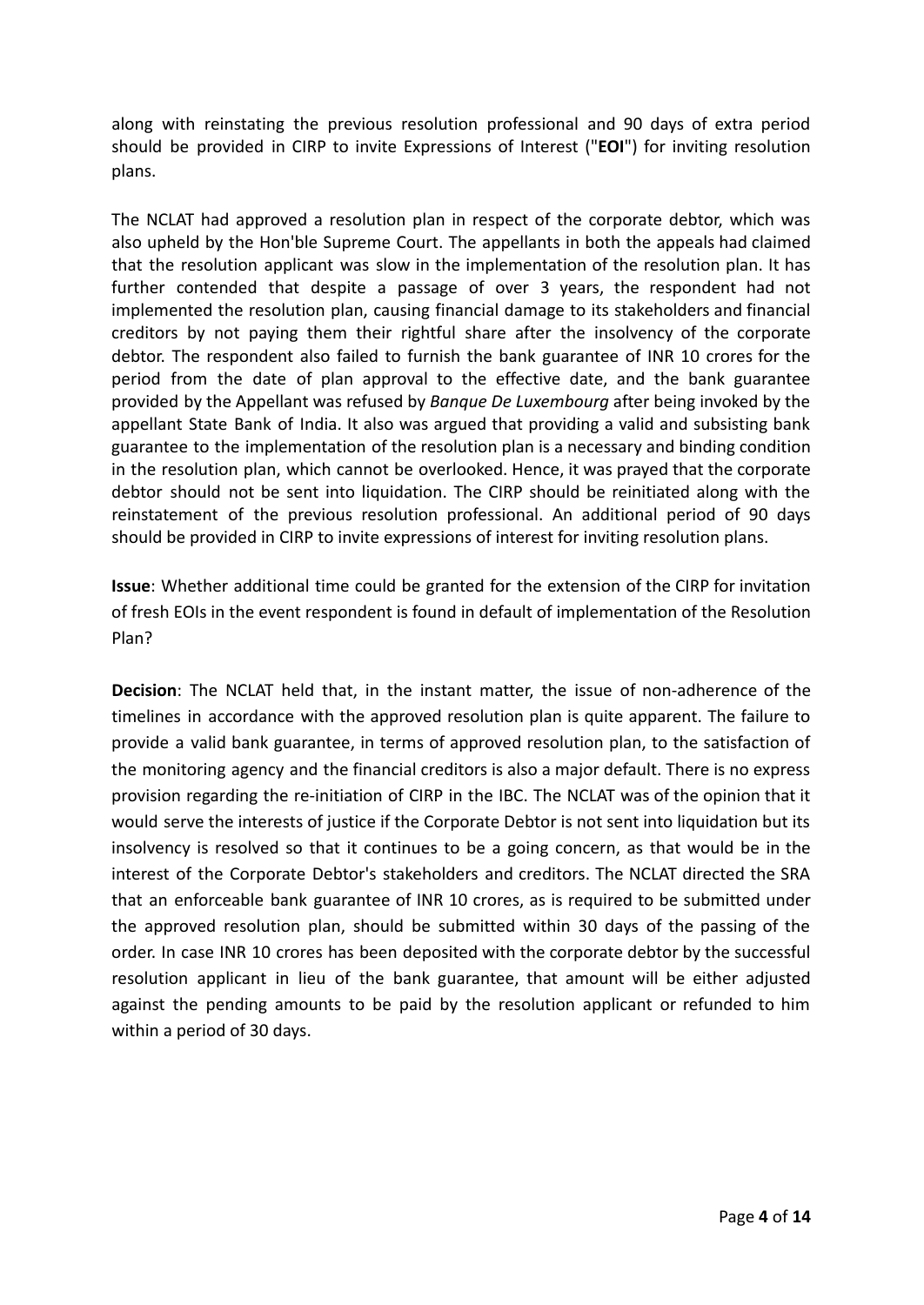along with reinstating the previous resolution professional and 90 days of extra period should be provided in CIRP to invite Expressions of Interest ("**EOI**") for inviting resolution plans.

The NCLAT had approved a resolution plan in respect of the corporate debtor, which was also upheld by the Hon'ble Supreme Court. The appellants in both the appeals had claimed that the resolution applicant was slow in the implementation of the resolution plan. It has further contended that despite a passage of over 3 years, the respondent had not implemented the resolution plan, causing financial damage to its stakeholders and financial creditors by not paying them their rightful share after the insolvency of the corporate debtor. The respondent also failed to furnish the bank guarantee of INR 10 crores for the period from the date of plan approval to the effective date, and the bank guarantee provided by the Appellant was refused by *Banque De Luxembourg* after being invoked by the appellant State Bank of India. It also was argued that providing a valid and subsisting bank guarantee to the implementation of the resolution plan is a necessary and binding condition in the resolution plan, which cannot be overlooked. Hence, it was prayed that the corporate debtor should not be sent into liquidation. The CIRP should be reinitiated along with the reinstatement of the previous resolution professional. An additional period of 90 days should be provided in CIRP to invite expressions of interest for inviting resolution plans.

**Issue**: Whether additional time could be granted for the extension of the CIRP for invitation of fresh EOIs in the event respondent is found in default of implementation of the Resolution Plan?

**Decision**: The NCLAT held that, in the instant matter, the issue of non-adherence of the timelines in accordance with the approved resolution plan is quite apparent. The failure to provide a valid bank guarantee, in terms of approved resolution plan, to the satisfaction of the monitoring agency and the financial creditors is also a major default. There is no express provision regarding the re-initiation of CIRP in the IBC. The NCLAT was of the opinion that it would serve the interests of justice if the Corporate Debtor is not sent into liquidation but its insolvency is resolved so that it continues to be a going concern, as that would be in the interest of the Corporate Debtor's stakeholders and creditors. The NCLAT directed the SRA that an enforceable bank guarantee of INR 10 crores, as is required to be submitted under the approved resolution plan, should be submitted within 30 days of the passing of the order. In case INR 10 crores has been deposited with the corporate debtor by the successful resolution applicant in lieu of the bank guarantee, that amount will be either adjusted against the pending amounts to be paid by the resolution applicant or refunded to him within a period of 30 days.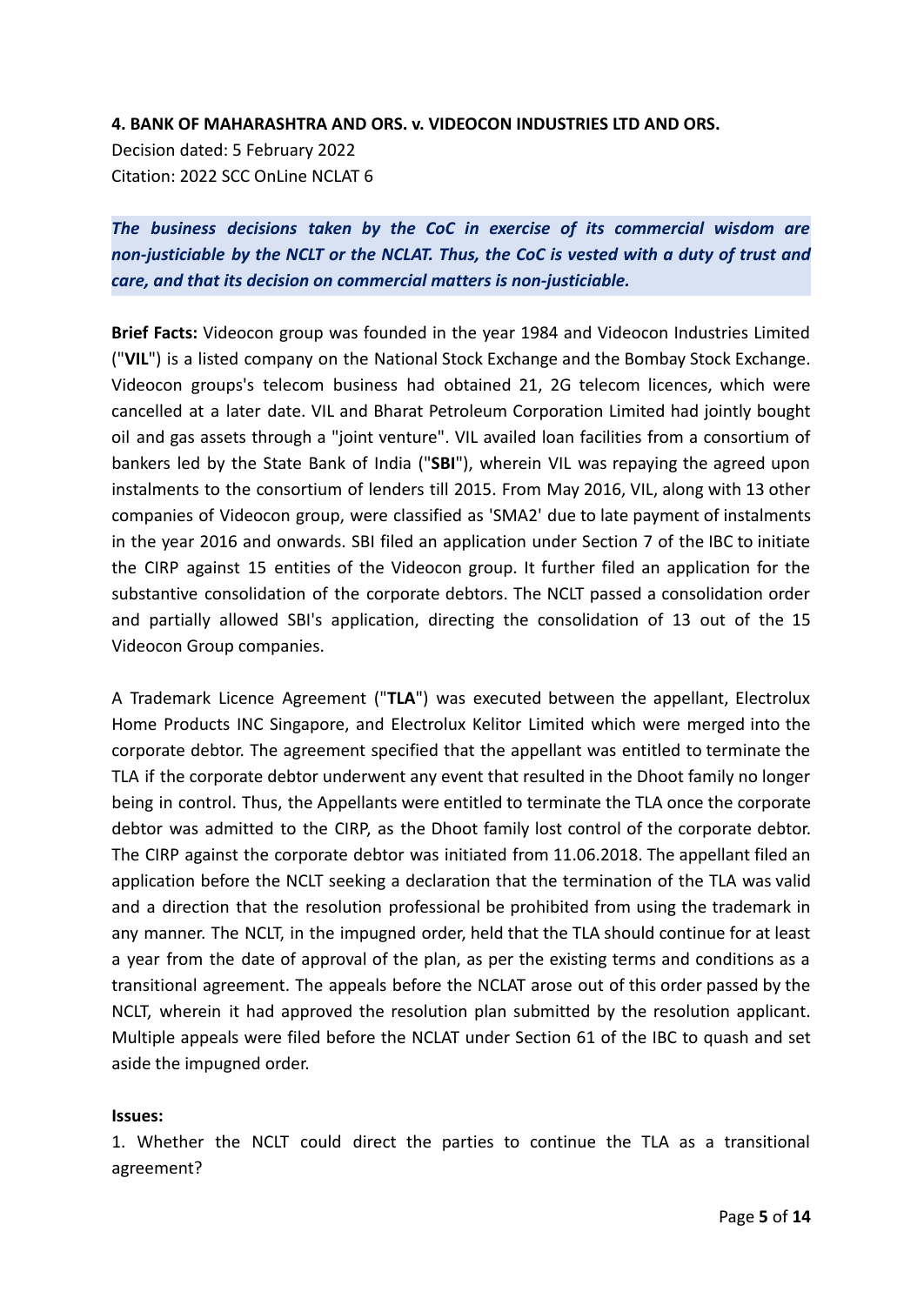**4. BANK OF MAHARASHTRA AND ORS. v. VIDEOCON INDUSTRIES LTD AND ORS.**
Decision dated: 5 February 2022
Citation: 2022 SCC OnLine NCLAT 6

***The business decisions taken by the CoC in exercise of its commercial wisdom are non-justiciable by the NCLT or the NCLAT. Thus, the CoC is vested with a duty of trust and care, and that its decision on commercial matters is non-justiciable.***

**Brief Facts:** Videocon group was founded in the year 1984 and Videocon Industries Limited ("**VIL**") is a listed company on the National Stock Exchange and the Bombay Stock Exchange. Videocon groups's telecom business had obtained 21, 2G telecom licences, which were cancelled at a later date. VIL and Bharat Petroleum Corporation Limited had jointly bought oil and gas assets through a "joint venture". VIL availed loan facilities from a consortium of bankers led by the State Bank of India ("**SBI**"), wherein VIL was repaying the agreed upon instalments to the consortium of lenders till 2015. From May 2016, VIL, along with 13 other companies of Videocon group, were classified as 'SMA2' due to late payment of instalments in the year 2016 and onwards. SBI filed an application under Section 7 of the IBC to initiate the CIRP against 15 entities of the Videocon group. It further filed an application for the substantive consolidation of the corporate debtors. The NCLT passed a consolidation order and partially allowed SBI's application, directing the consolidation of 13 out of the 15 Videocon Group companies.

A Trademark Licence Agreement ("**TLA**") was executed between the appellant, Electrolux Home Products INC Singapore, and Electrolux Kelitor Limited which were merged into the corporate debtor. The agreement specified that the appellant was entitled to terminate the TLA if the corporate debtor underwent any event that resulted in the Dhoot family no longer being in control. Thus, the Appellants were entitled to terminate the TLA once the corporate debtor was admitted to the CIRP, as the Dhoot family lost control of the corporate debtor. The CIRP against the corporate debtor was initiated from 11.06.2018. The appellant filed an application before the NCLT seeking a declaration that the termination of the TLA was valid and a direction that the resolution professional be prohibited from using the trademark in any manner. The NCLT, in the impugned order, held that the TLA should continue for at least a year from the date of approval of the plan, as per the existing terms and conditions as a transitional agreement. The appeals before the NCLAT arose out of this order passed by the NCLT, wherein it had approved the resolution plan submitted by the resolution applicant. Multiple appeals were filed before the NCLAT under Section 61 of the IBC to quash and set aside the impugned order.

**Issues:**

1. Whether the NCLT could direct the parties to continue the TLA as a transitional agreement?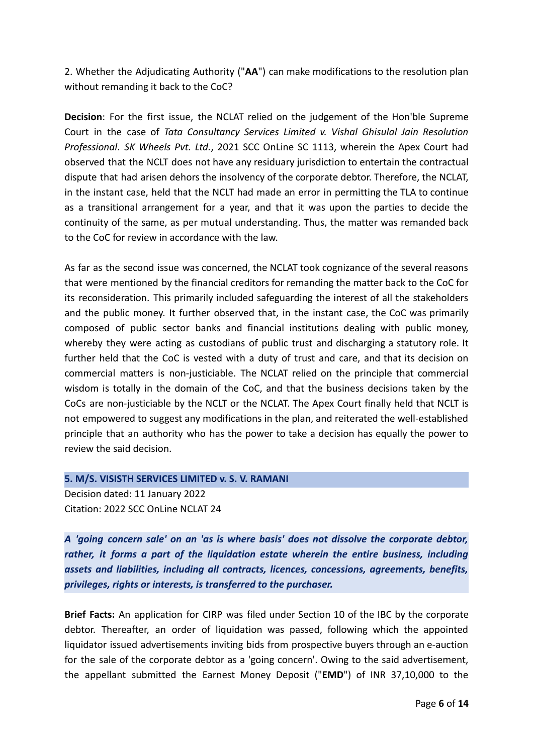2. Whether the Adjudicating Authority ("**AA**") can make modifications to the resolution plan without remanding it back to the CoC?

**Decision**: For the first issue, the NCLAT relied on the judgement of the Hon'ble Supreme Court in the case of *Tata Consultancy Services Limited v. Vishal Ghisulal Jain Resolution Professional*. *SK Wheels Pvt. Ltd.*, 2021 SCC OnLine SC 1113, wherein the Apex Court had observed that the NCLT does not have any residuary jurisdiction to entertain the contractual dispute that had arisen dehors the insolvency of the corporate debtor. Therefore, the NCLAT, in the instant case, held that the NCLT had made an error in permitting the TLA to continue as a transitional arrangement for a year, and that it was upon the parties to decide the continuity of the same, as per mutual understanding. Thus, the matter was remanded back to the CoC for review in accordance with the law.

As far as the second issue was concerned, the NCLAT took cognizance of the several reasons that were mentioned by the financial creditors for remanding the matter back to the CoC for its reconsideration. This primarily included safeguarding the interest of all the stakeholders and the public money. It further observed that, in the instant case, the CoC was primarily composed of public sector banks and financial institutions dealing with public money, whereby they were acting as custodians of public trust and discharging a statutory role. It further held that the CoC is vested with a duty of trust and care, and that its decision on commercial matters is non-justiciable. The NCLAT relied on the principle that commercial wisdom is totally in the domain of the CoC, and that the business decisions taken by the CoCs are non-justiciable by the NCLT or the NCLAT. The Apex Court finally held that NCLT is not empowered to suggest any modifications in the plan, and reiterated the well-established principle that an authority who has the power to take a decision has equally the power to review the said decision.

### 5. M/S. VISISTH SERVICES LIMITED v. S. V. RAMANI

Decision dated: 11 January 2022
Citation: 2022 SCC OnLine NCLAT 24

***A 'going concern sale' on an 'as is where basis' does not dissolve the corporate debtor, rather, it forms a part of the liquidation estate wherein the entire business, including assets and liabilities, including all contracts, licences, concessions, agreements, benefits, privileges, rights or interests, is transferred to the purchaser.***

**Brief Facts:** An application for CIRP was filed under Section 10 of the IBC by the corporate debtor. Thereafter, an order of liquidation was passed, following which the appointed liquidator issued advertisements inviting bids from prospective buyers through an e-auction for the sale of the corporate debtor as a 'going concern'. Owing to the said advertisement, the appellant submitted the Earnest Money Deposit ("**EMD**") of INR 37,10,000 to the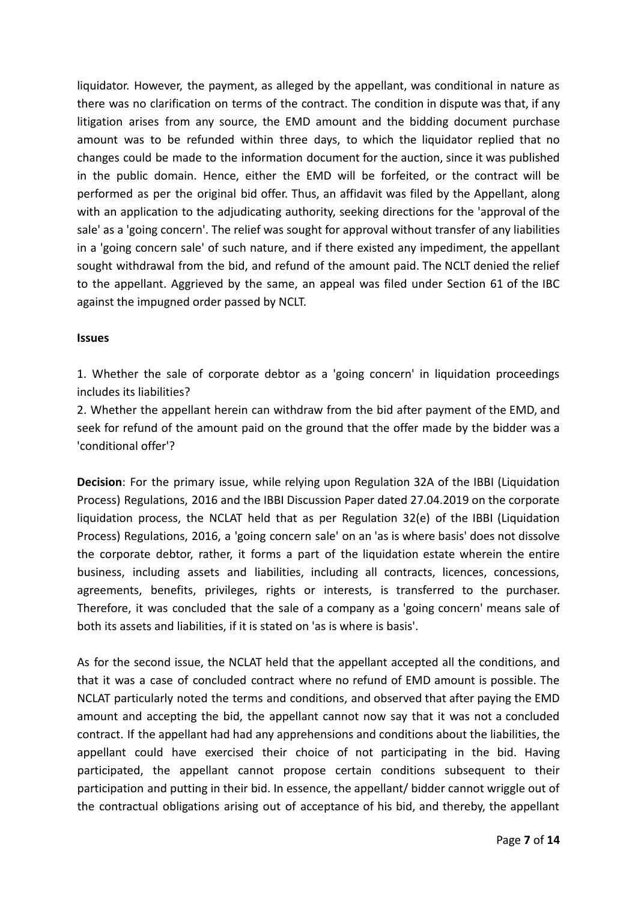liquidator. However, the payment, as alleged by the appellant, was conditional in nature as there was no clarification on terms of the contract. The condition in dispute was that, if any litigation arises from any source, the EMD amount and the bidding document purchase amount was to be refunded within three days, to which the liquidator replied that no changes could be made to the information document for the auction, since it was published in the public domain. Hence, either the EMD will be forfeited, or the contract will be performed as per the original bid offer. Thus, an affidavit was filed by the Appellant, along with an application to the adjudicating authority, seeking directions for the 'approval of the sale' as a 'going concern'. The relief was sought for approval without transfer of any liabilities in a 'going concern sale' of such nature, and if there existed any impediment, the appellant sought withdrawal from the bid, and refund of the amount paid. The NCLT denied the relief to the appellant. Aggrieved by the same, an appeal was filed under Section 61 of the IBC against the impugned order passed by NCLT.

**Issues**

1. Whether the sale of corporate debtor as a 'going concern' in liquidation proceedings includes its liabilities?
2. Whether the appellant herein can withdraw from the bid after payment of the EMD, and seek for refund of the amount paid on the ground that the offer made by the bidder was a 'conditional offer'?

**Decision**: For the primary issue, while relying upon Regulation 32A of the IBBI (Liquidation Process) Regulations, 2016 and the IBBI Discussion Paper dated 27.04.2019 on the corporate liquidation process, the NCLAT held that as per Regulation 32(e) of the IBBI (Liquidation Process) Regulations, 2016, a 'going concern sale' on an 'as is where basis' does not dissolve the corporate debtor, rather, it forms a part of the liquidation estate wherein the entire business, including assets and liabilities, including all contracts, licences, concessions, agreements, benefits, privileges, rights or interests, is transferred to the purchaser. Therefore, it was concluded that the sale of a company as a 'going concern' means sale of both its assets and liabilities, if it is stated on 'as is where is basis'.

As for the second issue, the NCLAT held that the appellant accepted all the conditions, and that it was a case of concluded contract where no refund of EMD amount is possible. The NCLAT particularly noted the terms and conditions, and observed that after paying the EMD amount and accepting the bid, the appellant cannot now say that it was not a concluded contract. If the appellant had had any apprehensions and conditions about the liabilities, the appellant could have exercised their choice of not participating in the bid. Having participated, the appellant cannot propose certain conditions subsequent to their participation and putting in their bid. In essence, the appellant/ bidder cannot wriggle out of the contractual obligations arising out of acceptance of his bid, and thereby, the appellant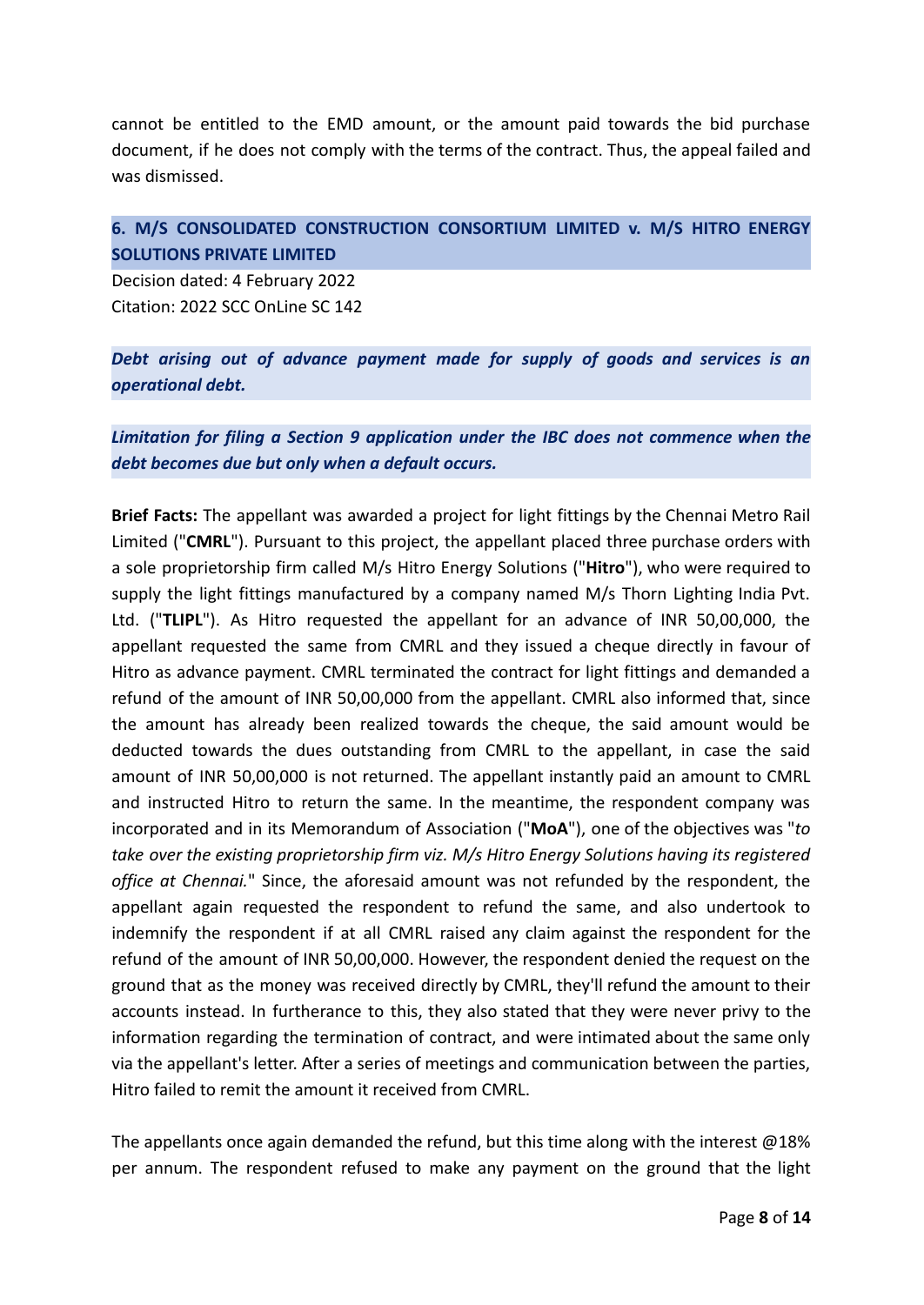cannot be entitled to the EMD amount, or the amount paid towards the bid purchase document, if he does not comply with the terms of the contract. Thus, the appeal failed and was dismissed.

## 6. M/S CONSOLIDATED CONSTRUCTION CONSORTIUM LIMITED v. M/S HITRO ENERGY SOLUTIONS PRIVATE LIMITED

Decision dated: 4 February 2022
Citation: 2022 SCC OnLine SC 142

***Debt arising out of advance payment made for supply of goods and services is an operational debt.***

***Limitation for filing a Section 9 application under the IBC does not commence when the debt becomes due but only when a default occurs.***

**Brief Facts:** The appellant was awarded a project for light fittings by the Chennai Metro Rail Limited ("**CMRL**"). Pursuant to this project, the appellant placed three purchase orders with a sole proprietorship firm called M/s Hitro Energy Solutions ("**Hitro**"), who were required to supply the light fittings manufactured by a company named M/s Thorn Lighting India Pvt. Ltd. ("**TLIPL**"). As Hitro requested the appellant for an advance of INR 50,00,000, the appellant requested the same from CMRL and they issued a cheque directly in favour of Hitro as advance payment. CMRL terminated the contract for light fittings and demanded a refund of the amount of INR 50,00,000 from the appellant. CMRL also informed that, since the amount has already been realized towards the cheque, the said amount would be deducted towards the dues outstanding from CMRL to the appellant, in case the said amount of INR 50,00,000 is not returned. The appellant instantly paid an amount to CMRL and instructed Hitro to return the same. In the meantime, the respondent company was incorporated and in its Memorandum of Association ("**MoA**"), one of the objectives was "*to take over the existing proprietorship firm viz. M/s Hitro Energy Solutions having its registered office at Chennai.*" Since, the aforesaid amount was not refunded by the respondent, the appellant again requested the respondent to refund the same, and also undertook to indemnify the respondent if at all CMRL raised any claim against the respondent for the refund of the amount of INR 50,00,000. However, the respondent denied the request on the ground that as the money was received directly by CMRL, they'll refund the amount to their accounts instead. In furtherance to this, they also stated that they were never privy to the information regarding the termination of contract, and were intimated about the same only via the appellant's letter. After a series of meetings and communication between the parties, Hitro failed to remit the amount it received from CMRL.

The appellants once again demanded the refund, but this time along with the interest @18% per annum. The respondent refused to make any payment on the ground that the light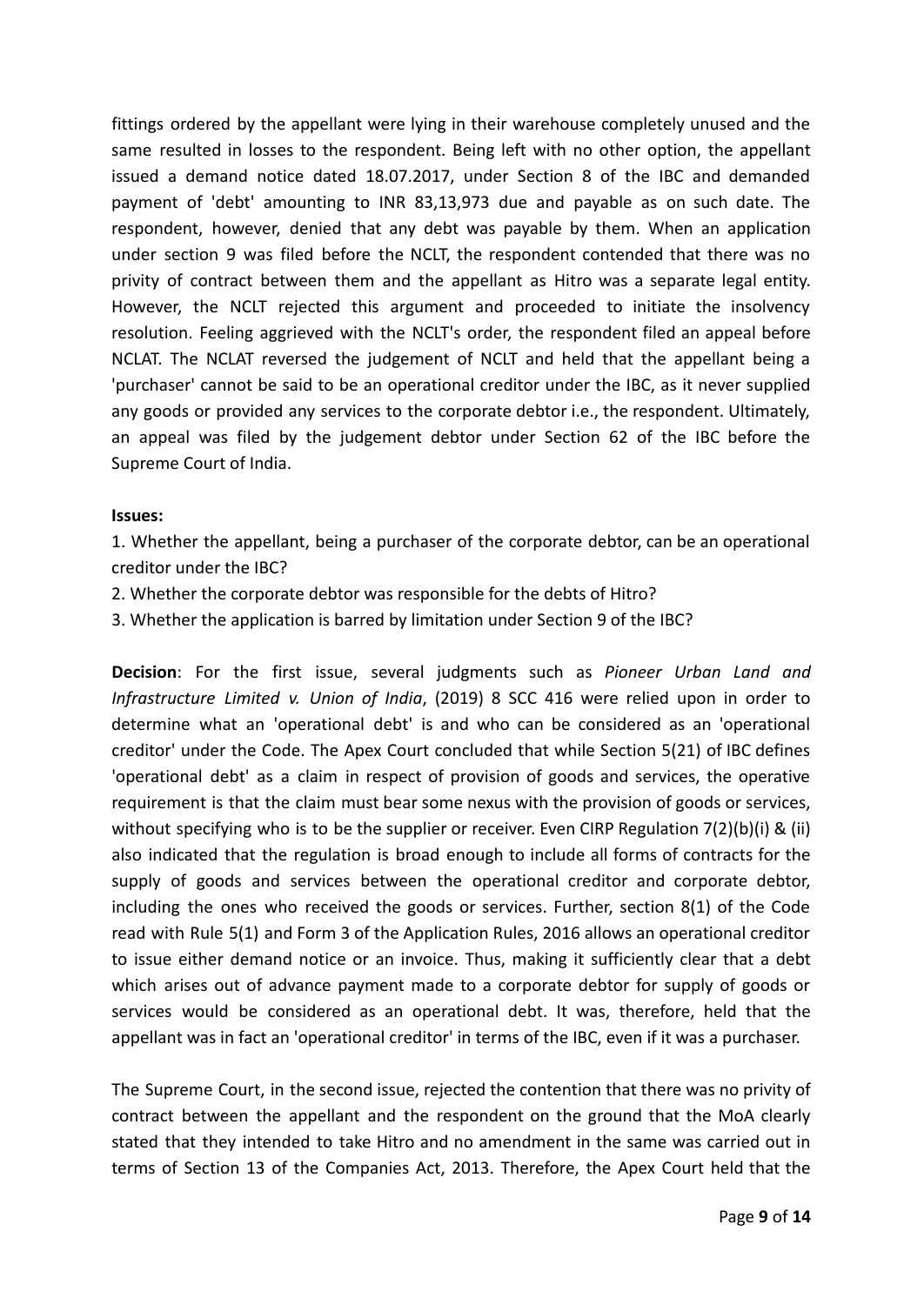fittings ordered by the appellant were lying in their warehouse completely unused and the same resulted in losses to the respondent. Being left with no other option, the appellant issued a demand notice dated 18.07.2017, under Section 8 of the IBC and demanded payment of 'debt' amounting to INR 83,13,973 due and payable as on such date. The respondent, however, denied that any debt was payable by them. When an application under section 9 was filed before the NCLT, the respondent contended that there was no privity of contract between them and the appellant as Hitro was a separate legal entity. However, the NCLT rejected this argument and proceeded to initiate the insolvency resolution. Feeling aggrieved with the NCLT's order, the respondent filed an appeal before NCLAT. The NCLAT reversed the judgement of NCLT and held that the appellant being a 'purchaser' cannot be said to be an operational creditor under the IBC, as it never supplied any goods or provided any services to the corporate debtor i.e., the respondent. Ultimately, an appeal was filed by the judgement debtor under Section 62 of the IBC before the Supreme Court of India.

**Issues:**

1. Whether the appellant, being a purchaser of the corporate debtor, can be an operational creditor under the IBC?
2. Whether the corporate debtor was responsible for the debts of Hitro?
3. Whether the application is barred by limitation under Section 9 of the IBC?

**Decision**: For the first issue, several judgments such as *Pioneer Urban Land and Infrastructure Limited v. Union of India*, (2019) 8 SCC 416 were relied upon in order to determine what an 'operational debt' is and who can be considered as an 'operational creditor' under the Code. The Apex Court concluded that while Section 5(21) of IBC defines 'operational debt' as a claim in respect of provision of goods and services, the operative requirement is that the claim must bear some nexus with the provision of goods or services, without specifying who is to be the supplier or receiver. Even CIRP Regulation 7(2)(b)(i) & (ii) also indicated that the regulation is broad enough to include all forms of contracts for the supply of goods and services between the operational creditor and corporate debtor, including the ones who received the goods or services. Further, section 8(1) of the Code read with Rule 5(1) and Form 3 of the Application Rules, 2016 allows an operational creditor to issue either demand notice or an invoice. Thus, making it sufficiently clear that a debt which arises out of advance payment made to a corporate debtor for supply of goods or services would be considered as an operational debt. It was, therefore, held that the appellant was in fact an 'operational creditor' in terms of the IBC, even if it was a purchaser.

The Supreme Court, in the second issue, rejected the contention that there was no privity of contract between the appellant and the respondent on the ground that the MoA clearly stated that they intended to take Hitro and no amendment in the same was carried out in terms of Section 13 of the Companies Act, 2013. Therefore, the Apex Court held that the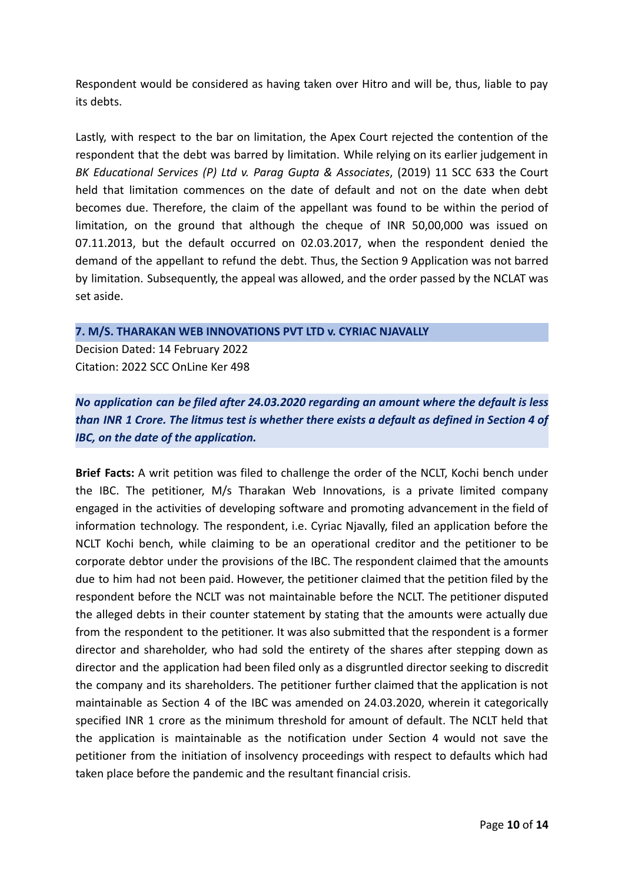Respondent would be considered as having taken over Hitro and will be, thus, liable to pay its debts.

Lastly, with respect to the bar on limitation, the Apex Court rejected the contention of the respondent that the debt was barred by limitation. While relying on its earlier judgement in *BK Educational Services (P) Ltd v. Parag Gupta & Associates*, (2019) 11 SCC 633 the Court held that limitation commences on the date of default and not on the date when debt becomes due. Therefore, the claim of the appellant was found to be within the period of limitation, on the ground that although the cheque of INR 50,00,000 was issued on 07.11.2013, but the default occurred on 02.03.2017, when the respondent denied the demand of the appellant to refund the debt. Thus, the Section 9 Application was not barred by limitation. Subsequently, the appeal was allowed, and the order passed by the NCLAT was set aside.

## 7. M/S. THARAKAN WEB INNOVATIONS PVT LTD v. CYRIAC NJAVALLY

Decision Dated: 14 February 2022
Citation: 2022 SCC OnLine Ker 498

***No application can be filed after 24.03.2020 regarding an amount where the default is less than INR 1 Crore. The litmus test is whether there exists a default as defined in Section 4 of IBC, on the date of the application.***

**Brief Facts:** A writ petition was filed to challenge the order of the NCLT, Kochi bench under the IBC. The petitioner, M/s Tharakan Web Innovations, is a private limited company engaged in the activities of developing software and promoting advancement in the field of information technology. The respondent, i.e. Cyriac Njavally, filed an application before the NCLT Kochi bench, while claiming to be an operational creditor and the petitioner to be corporate debtor under the provisions of the IBC. The respondent claimed that the amounts due to him had not been paid. However, the petitioner claimed that the petition filed by the respondent before the NCLT was not maintainable before the NCLT. The petitioner disputed the alleged debts in their counter statement by stating that the amounts were actually due from the respondent to the petitioner. It was also submitted that the respondent is a former director and shareholder, who had sold the entirety of the shares after stepping down as director and the application had been filed only as a disgruntled director seeking to discredit the company and its shareholders. The petitioner further claimed that the application is not maintainable as Section 4 of the IBC was amended on 24.03.2020, wherein it categorically specified INR 1 crore as the minimum threshold for amount of default. The NCLT held that the application is maintainable as the notification under Section 4 would not save the petitioner from the initiation of insolvency proceedings with respect to defaults which had taken place before the pandemic and the resultant financial crisis.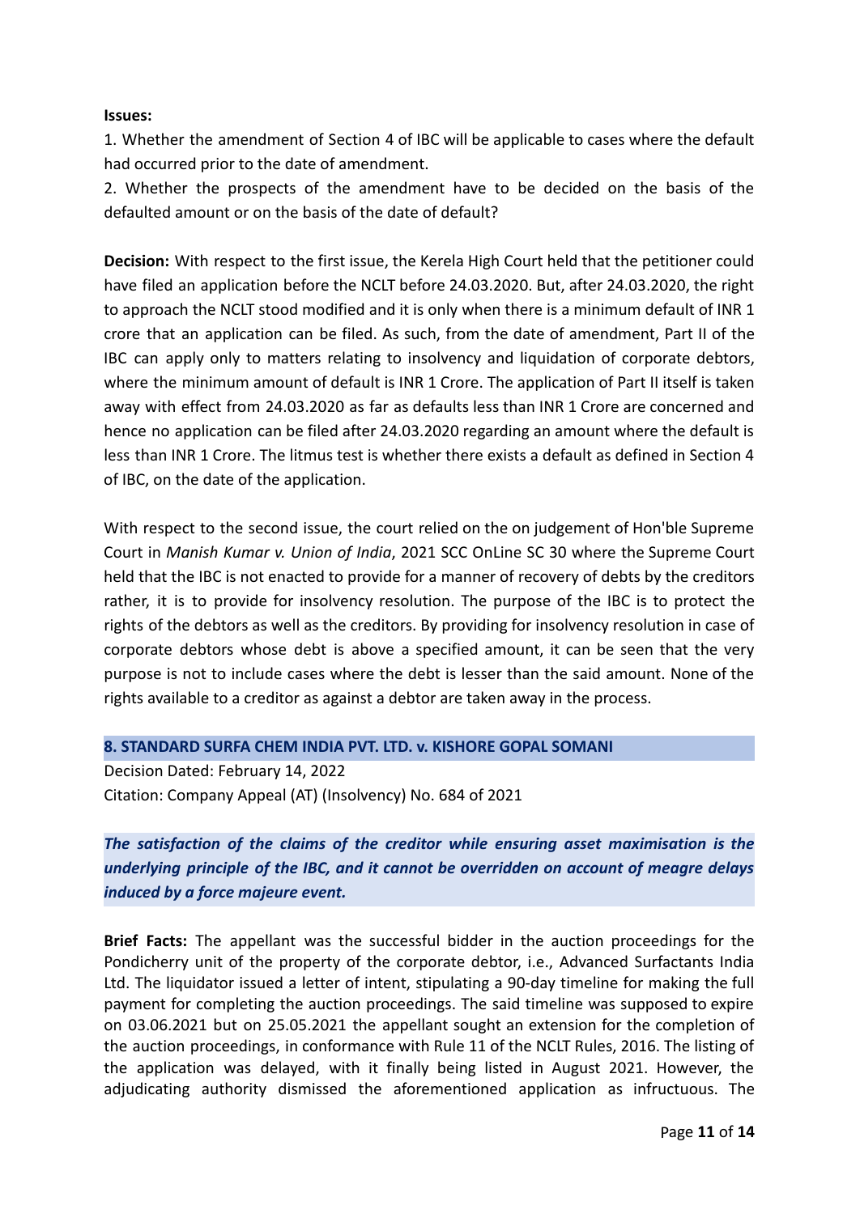**Issues:**

1. Whether the amendment of Section 4 of IBC will be applicable to cases where the default had occurred prior to the date of amendment.
2. Whether the prospects of the amendment have to be decided on the basis of the defaulted amount or on the basis of the date of default?

**Decision:** With respect to the first issue, the Kerela High Court held that the petitioner could have filed an application before the NCLT before 24.03.2020. But, after 24.03.2020, the right to approach the NCLT stood modified and it is only when there is a minimum default of INR 1 crore that an application can be filed. As such, from the date of amendment, Part II of the IBC can apply only to matters relating to insolvency and liquidation of corporate debtors, where the minimum amount of default is INR 1 Crore. The application of Part II itself is taken away with effect from 24.03.2020 as far as defaults less than INR 1 Crore are concerned and hence no application can be filed after 24.03.2020 regarding an amount where the default is less than INR 1 Crore. The litmus test is whether there exists a default as defined in Section 4 of IBC, on the date of the application.

With respect to the second issue, the court relied on the on judgement of Hon'ble Supreme Court in *Manish Kumar v. Union of India*, 2021 SCC OnLine SC 30 where the Supreme Court held that the IBC is not enacted to provide for a manner of recovery of debts by the creditors rather, it is to provide for insolvency resolution. The purpose of the IBC is to protect the rights of the debtors as well as the creditors. By providing for insolvency resolution in case of corporate debtors whose debt is above a specified amount, it can be seen that the very purpose is not to include cases where the debt is lesser than the said amount. None of the rights available to a creditor as against a debtor are taken away in the process.

## 8. STANDARD SURFA CHEM INDIA PVT. LTD. v. KISHORE GOPAL SOMANI

Decision Dated: February 14, 2022
Citation: Company Appeal (AT) (Insolvency) No. 684 of 2021

***The satisfaction of the claims of the creditor while ensuring asset maximisation is the underlying principle of the IBC, and it cannot be overridden on account of meagre delays induced by a force majeure event.***

**Brief Facts:** The appellant was the successful bidder in the auction proceedings for the Pondicherry unit of the property of the corporate debtor, i.e., Advanced Surfactants India Ltd. The liquidator issued a letter of intent, stipulating a 90-day timeline for making the full payment for completing the auction proceedings. The said timeline was supposed to expire on 03.06.2021 but on 25.05.2021 the appellant sought an extension for the completion of the auction proceedings, in conformance with Rule 11 of the NCLT Rules, 2016. The listing of the application was delayed, with it finally being listed in August 2021. However, the adjudicating authority dismissed the aforementioned application as infructuous. The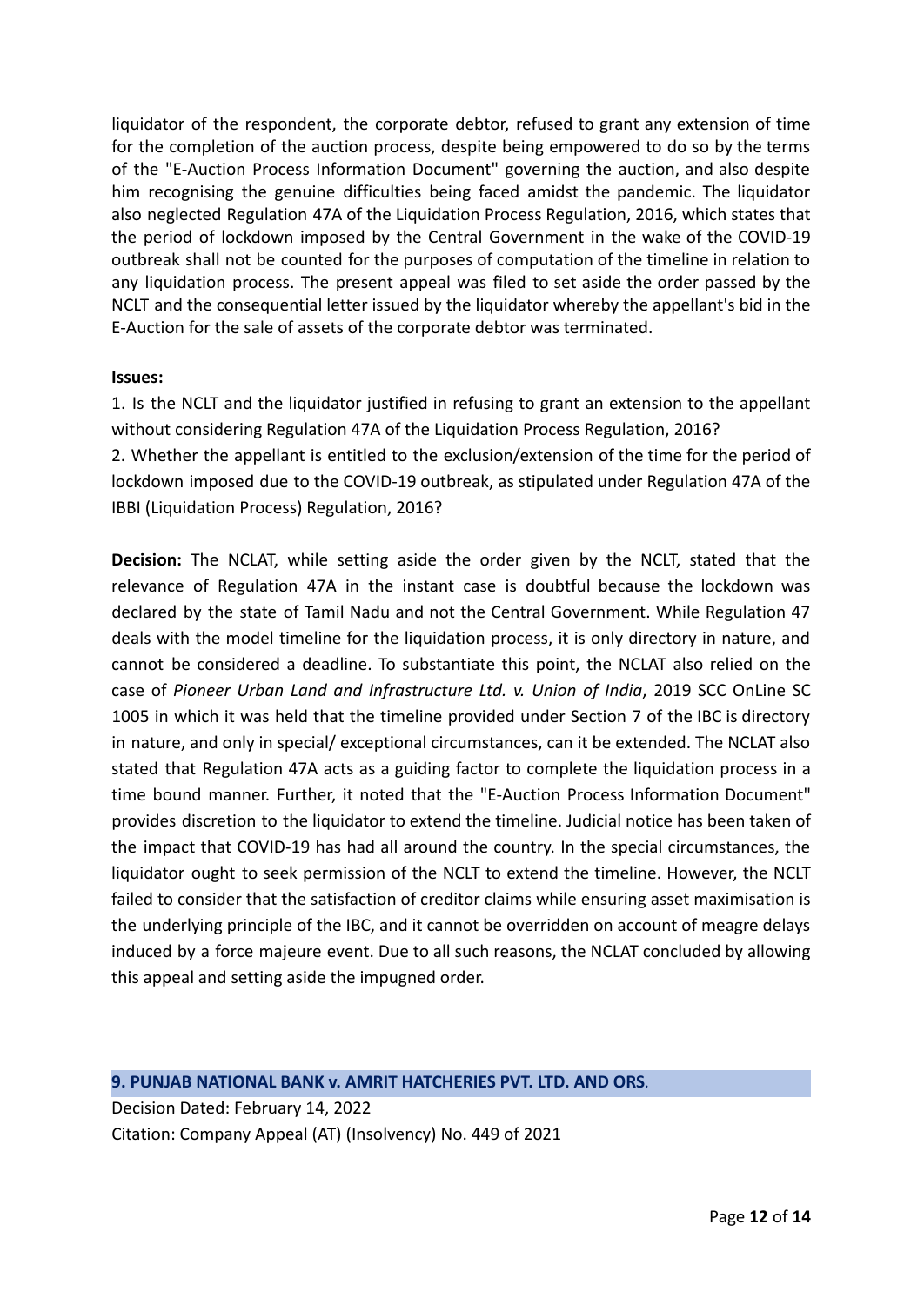liquidator of the respondent, the corporate debtor, refused to grant any extension of time for the completion of the auction process, despite being empowered to do so by the terms of the "E-Auction Process Information Document" governing the auction, and also despite him recognising the genuine difficulties being faced amidst the pandemic. The liquidator also neglected Regulation 47A of the Liquidation Process Regulation, 2016, which states that the period of lockdown imposed by the Central Government in the wake of the COVID-19 outbreak shall not be counted for the purposes of computation of the timeline in relation to any liquidation process. The present appeal was filed to set aside the order passed by the NCLT and the consequential letter issued by the liquidator whereby the appellant's bid in the E-Auction for the sale of assets of the corporate debtor was terminated.

**Issues:**

1. Is the NCLT and the liquidator justified in refusing to grant an extension to the appellant without considering Regulation 47A of the Liquidation Process Regulation, 2016?
2. Whether the appellant is entitled to the exclusion/extension of the time for the period of lockdown imposed due to the COVID-19 outbreak, as stipulated under Regulation 47A of the IBBI (Liquidation Process) Regulation, 2016?

**Decision:** The NCLAT, while setting aside the order given by the NCLT, stated that the relevance of Regulation 47A in the instant case is doubtful because the lockdown was declared by the state of Tamil Nadu and not the Central Government. While Regulation 47 deals with the model timeline for the liquidation process, it is only directory in nature, and cannot be considered a deadline. To substantiate this point, the NCLAT also relied on the case of *Pioneer Urban Land and Infrastructure Ltd. v. Union of India*, 2019 SCC OnLine SC 1005 in which it was held that the timeline provided under Section 7 of the IBC is directory in nature, and only in special/ exceptional circumstances, can it be extended. The NCLAT also stated that Regulation 47A acts as a guiding factor to complete the liquidation process in a time bound manner. Further, it noted that the "E-Auction Process Information Document" provides discretion to the liquidator to extend the timeline. Judicial notice has been taken of the impact that COVID-19 has had all around the country. In the special circumstances, the liquidator ought to seek permission of the NCLT to extend the timeline. However, the NCLT failed to consider that the satisfaction of creditor claims while ensuring asset maximisation is the underlying principle of the IBC, and it cannot be overridden on account of meagre delays induced by a force majeure event. Due to all such reasons, the NCLAT concluded by allowing this appeal and setting aside the impugned order.

## 9. PUNJAB NATIONAL BANK v. AMRIT HATCHERIES PVT. LTD. AND ORS.

Decision Dated: February 14, 2022

Citation: Company Appeal (AT) (Insolvency) No. 449 of 2021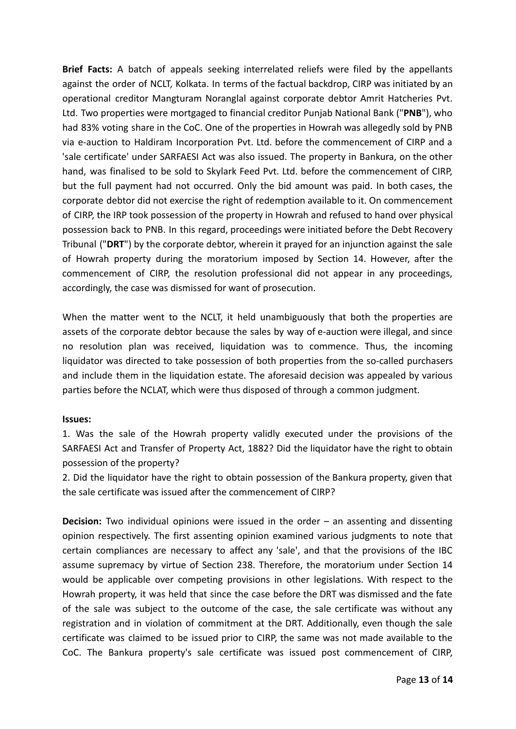**Brief Facts:** A batch of appeals seeking interrelated reliefs were filed by the appellants against the order of NCLT, Kolkata. In terms of the factual backdrop, CIRP was initiated by an operational creditor Mangturam Noranglal against corporate debtor Amrit Hatcheries Pvt. Ltd. Two properties were mortgaged to financial creditor Punjab National Bank ("**PNB**"), who had 83% voting share in the CoC. One of the properties in Howrah was allegedly sold by PNB via e-auction to Haldiram Incorporation Pvt. Ltd. before the commencement of CIRP and a 'sale certificate' under SARFAESI Act was also issued. The property in Bankura, on the other hand, was finalised to be sold to Skylark Feed Pvt. Ltd. before the commencement of CIRP, but the full payment had not occurred. Only the bid amount was paid. In both cases, the corporate debtor did not exercise the right of redemption available to it. On commencement of CIRP, the IRP took possession of the property in Howrah and refused to hand over physical possession back to PNB. In this regard, proceedings were initiated before the Debt Recovery Tribunal ("**DRT**") by the corporate debtor, wherein it prayed for an injunction against the sale of Howrah property during the moratorium imposed by Section 14. However, after the commencement of CIRP, the resolution professional did not appear in any proceedings, accordingly, the case was dismissed for want of prosecution.

When the matter went to the NCLT, it held unambiguously that both the properties are assets of the corporate debtor because the sales by way of e-auction were illegal, and since no resolution plan was received, liquidation was to commence. Thus, the incoming liquidator was directed to take possession of both properties from the so-called purchasers and include them in the liquidation estate. The aforesaid decision was appealed by various parties before the NCLAT, which were thus disposed of through a common judgment.

**Issues:**

1. Was the sale of the Howrah property validly executed under the provisions of the SARFAESI Act and Transfer of Property Act, 1882? Did the liquidator have the right to obtain possession of the property?
2. Did the liquidator have the right to obtain possession of the Bankura property, given that the sale certificate was issued after the commencement of CIRP?

**Decision:** Two individual opinions were issued in the order – an assenting and dissenting opinion respectively. The first assenting opinion examined various judgments to note that certain compliances are necessary to affect any 'sale', and that the provisions of the IBC assume supremacy by virtue of Section 238. Therefore, the moratorium under Section 14 would be applicable over competing provisions in other legislations. With respect to the Howrah property, it was held that since the case before the DRT was dismissed and the fate of the sale was subject to the outcome of the case, the sale certificate was without any registration and in violation of commitment at the DRT. Additionally, even though the sale certificate was claimed to be issued prior to CIRP, the same was not made available to the CoC. The Bankura property's sale certificate was issued post commencement of CIRP,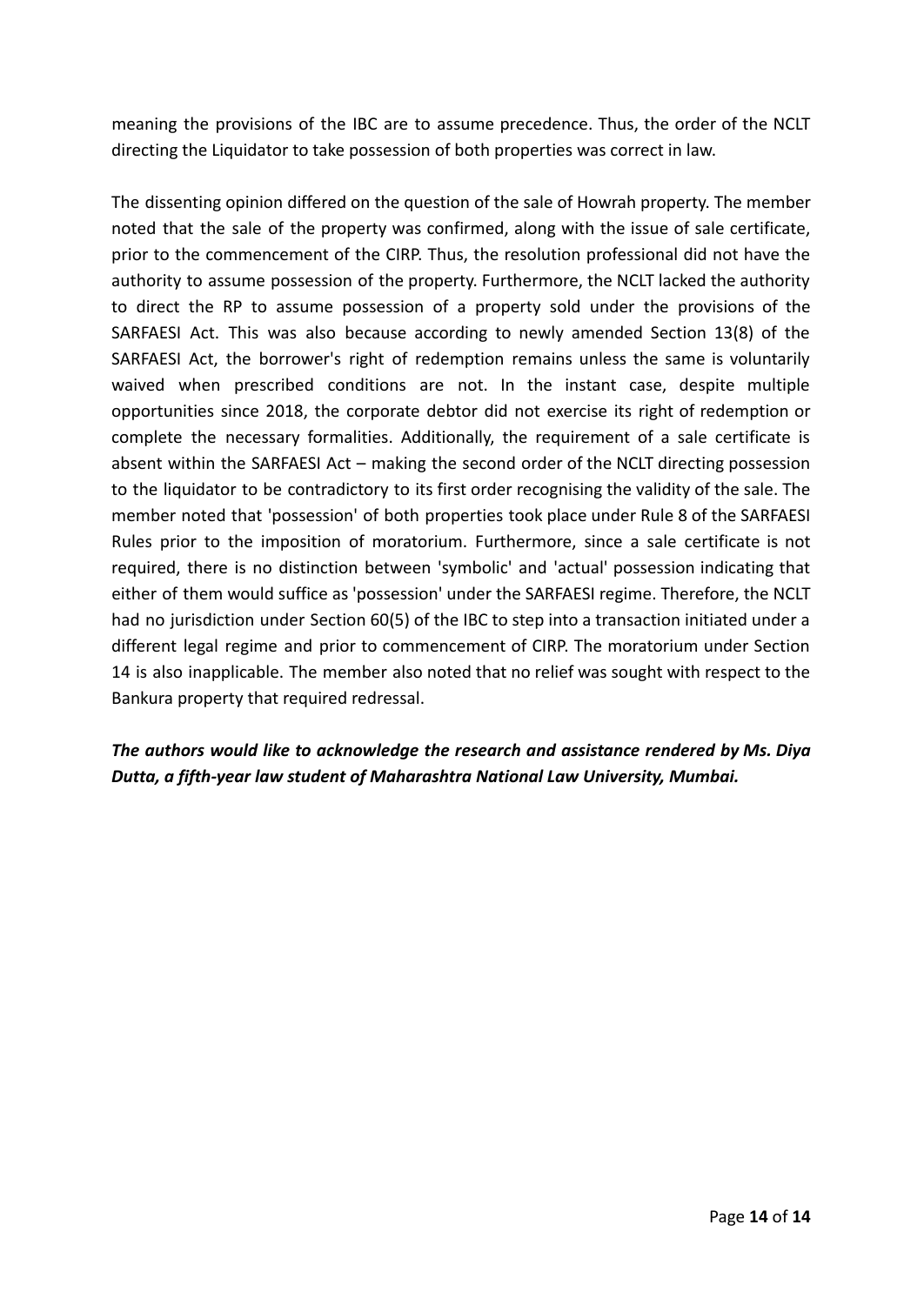meaning the provisions of the IBC are to assume precedence. Thus, the order of the NCLT directing the Liquidator to take possession of both properties was correct in law.

The dissenting opinion differed on the question of the sale of Howrah property. The member noted that the sale of the property was confirmed, along with the issue of sale certificate, prior to the commencement of the CIRP. Thus, the resolution professional did not have the authority to assume possession of the property. Furthermore, the NCLT lacked the authority to direct the RP to assume possession of a property sold under the provisions of the SARFAESI Act. This was also because according to newly amended Section 13(8) of the SARFAESI Act, the borrower's right of redemption remains unless the same is voluntarily waived when prescribed conditions are not. In the instant case, despite multiple opportunities since 2018, the corporate debtor did not exercise its right of redemption or complete the necessary formalities. Additionally, the requirement of a sale certificate is absent within the SARFAESI Act – making the second order of the NCLT directing possession to the liquidator to be contradictory to its first order recognising the validity of the sale. The member noted that 'possession' of both properties took place under Rule 8 of the SARFAESI Rules prior to the imposition of moratorium. Furthermore, since a sale certificate is not required, there is no distinction between 'symbolic' and 'actual' possession indicating that either of them would suffice as 'possession' under the SARFAESI regime. Therefore, the NCLT had no jurisdiction under Section 60(5) of the IBC to step into a transaction initiated under a different legal regime and prior to commencement of CIRP. The moratorium under Section 14 is also inapplicable. The member also noted that no relief was sought with respect to the Bankura property that required redressal.

***The authors would like to acknowledge the research and assistance rendered by Ms. Diya Dutta, a fifth-year law student of Maharashtra National Law University, Mumbai.***